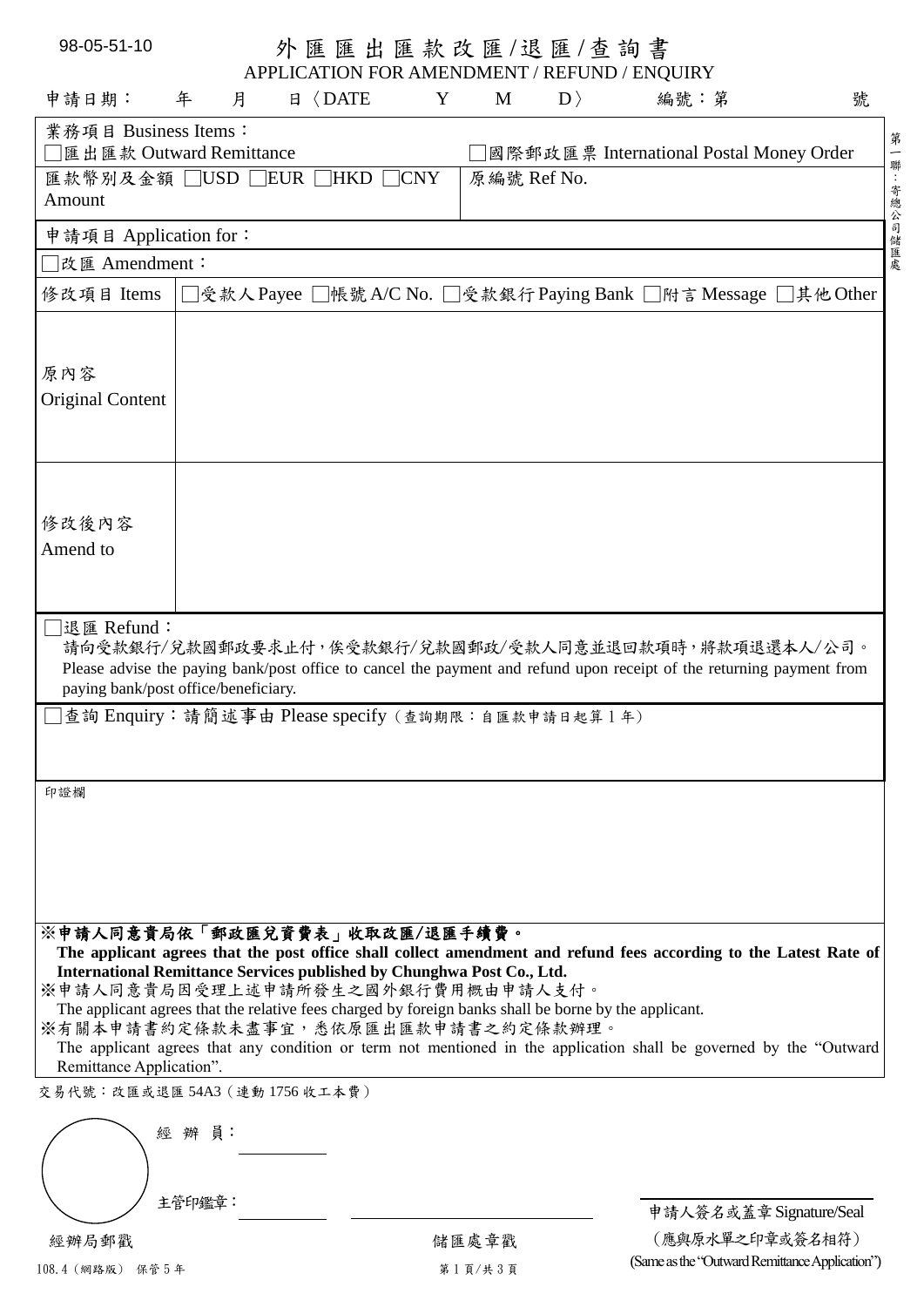98-05-51-10

# 外匯匯出匯款改匯/退匯/查詢書

APPLICATION FOR AMENDMENT / REFUND / ENQUIRY

申請日期： 年 月 日〈DATE Y M D〉 編號：第 號

第一聯：寄總公司儲匯處

| 業務項目 Business Items： | |
|---|---|
| □匯出匯款 Outward Remittance | □國際郵政匯票 International Postal Money Order |
| 匯款幣別及金額 □USD □EUR □HKD □CNY Amount | 原編號 Ref No. |

申請項目 Application for：

□改匯 Amendment：

| 修改項目 Items | □受款人 Payee □帳號 A/C No. □受款銀行 Paying Bank □附言 Message □其他 Other |
|---|---|
| 原內容 Original Content | |
| 修改後內容 Amend to | |

□退匯 Refund：

請向受款銀行/兌款國郵政要求止付，俟受款銀行/兌款國郵政/受款人同意並退回款項時，將款項退還本人/公司。
Please advise the paying bank/post office to cancel the payment and refund upon receipt of the returning payment from paying bank/post office/beneficiary.

□查詢 Enquiry：請簡述事由 Please specify（查詢期限：自匯款申請日起算 1 年）

印證欄

**※申請人同意貴局依「郵政匯兌資費表」收取改匯/退匯手續費。**
**The applicant agrees that the post office shall collect amendment and refund fees according to the Latest Rate of International Remittance Services published by Chunghwa Post Co., Ltd.**

※申請人同意貴局因受理上述申請所發生之國外銀行費用概由申請人支付。
The applicant agrees that the relative fees charged by foreign banks shall be borne by the applicant.

※有關本申請書約定條款未盡事宜，悉依原匯出匯款申請書之約定條款辦理。
The applicant agrees that any condition or term not mentioned in the application shall be governed by the "Outward Remittance Application".

交易代號：改匯或退匯 54A3（連動 1756 收工本費）

經 辦 員：

主管印鑑章：

經辦局郵戳

儲匯處章戳

申請人簽名或蓋章 Signature/Seal
（應與原水單之印章或簽名相符）
(Same as the "Outward Remittance Application")

108.4（網路版） 保管 5 年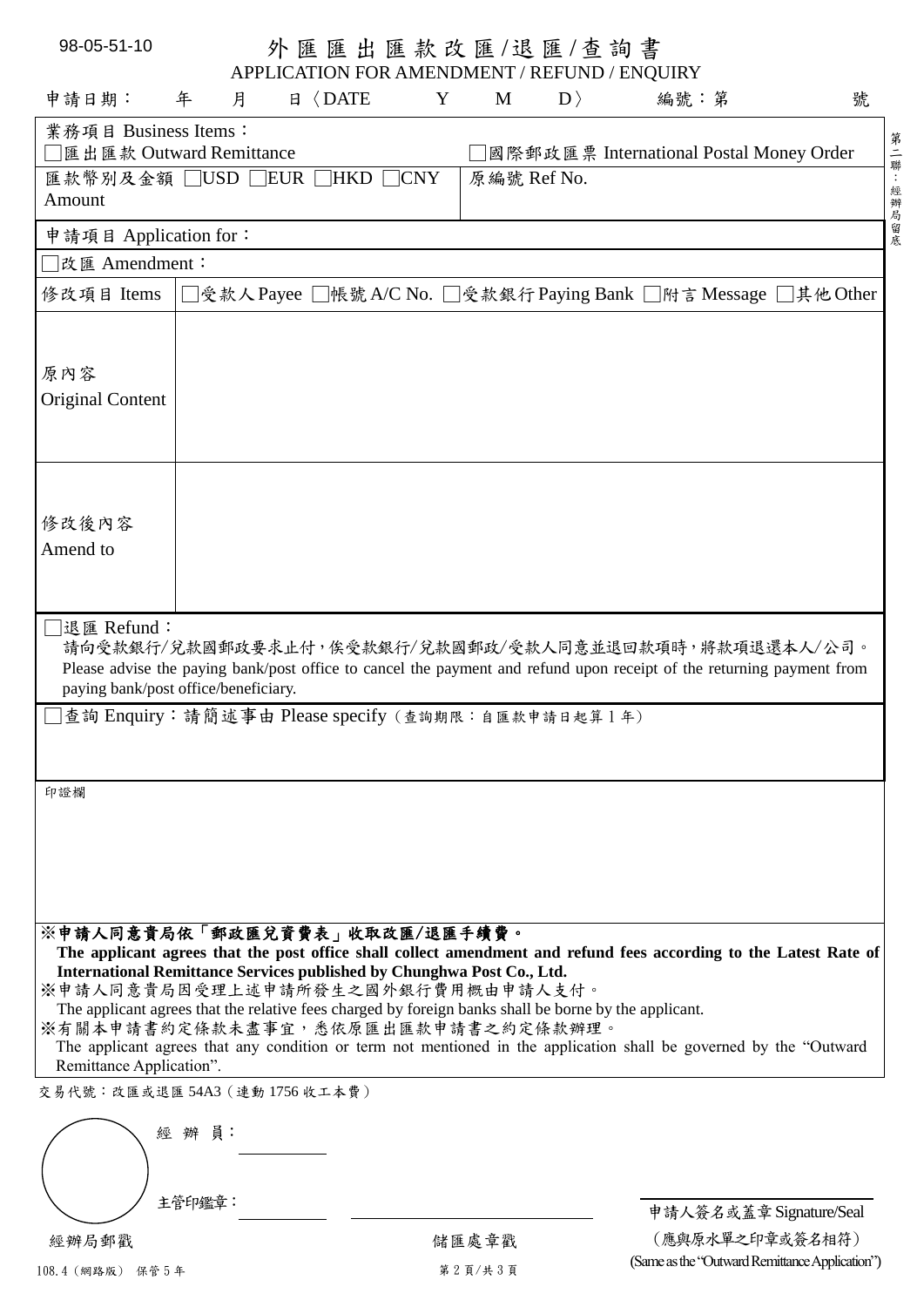98-05-51-10

# 外匯匯出匯款改匯/退匯/查詢書
## APPLICATION FOR AMENDMENT / REFUND / ENQUIRY

申請日期： 年 月 日〈DATE Y M D〉 編號：第 號

第二聯：經辦局留底

| 業務項目 Business Items： | |
|---|---|
| □匯出匯款 Outward Remittance | □國際郵政匯票 International Postal Money Order |
| 匯款幣別及金額 □USD □EUR □HKD □CNY Amount | 原編號 Ref No. |

申請項目 Application for：

□改匯 Amendment：

| 修改項目 Items | □受款人 Payee □帳號 A/C No. □受款銀行 Paying Bank □附言 Message □其他 Other |
|---|---|
| 原內容 Original Content | |
| 修改後內容 Amend to | |

□退匯 Refund：
請向受款銀行/兌款國郵政要求止付，俟受款銀行/兌款國郵政/受款人同意並退回款項時，將款項退還本人/公司。
Please advise the paying bank/post office to cancel the payment and refund upon receipt of the returning payment from paying bank/post office/beneficiary.

□查詢 Enquiry：請簡述事由 Please specify（查詢期限：自匯款申請日起算 1 年）

印證欄

**※申請人同意貴局依「郵政匯兌資費表」收取改匯/退匯手續費。**
**The applicant agrees that the post office shall collect amendment and refund fees according to the Latest Rate of International Remittance Services published by Chunghwa Post Co., Ltd.**
※申請人同意貴局因受理上述申請所發生之國外銀行費用概由申請人支付。
The applicant agrees that the relative fees charged by foreign banks shall be borne by the applicant.
※有關本申請書約定條款未盡事宜，悉依原匯出匯款申請書之約定條款辦理。
The applicant agrees that any condition or term not mentioned in the application shall be governed by the "Outward Remittance Application".

交易代號：改匯或退匯 54A3（連動 1756 收工本費）

經 辦 員：

主管印鑑章：

經辦局郵戳

儲匯處章戳

申請人簽名或蓋章 Signature/Seal
（應與原水單之印章或簽名相符）
(Same as the "Outward Remittance Application")

108.4（網路版） 保管 5 年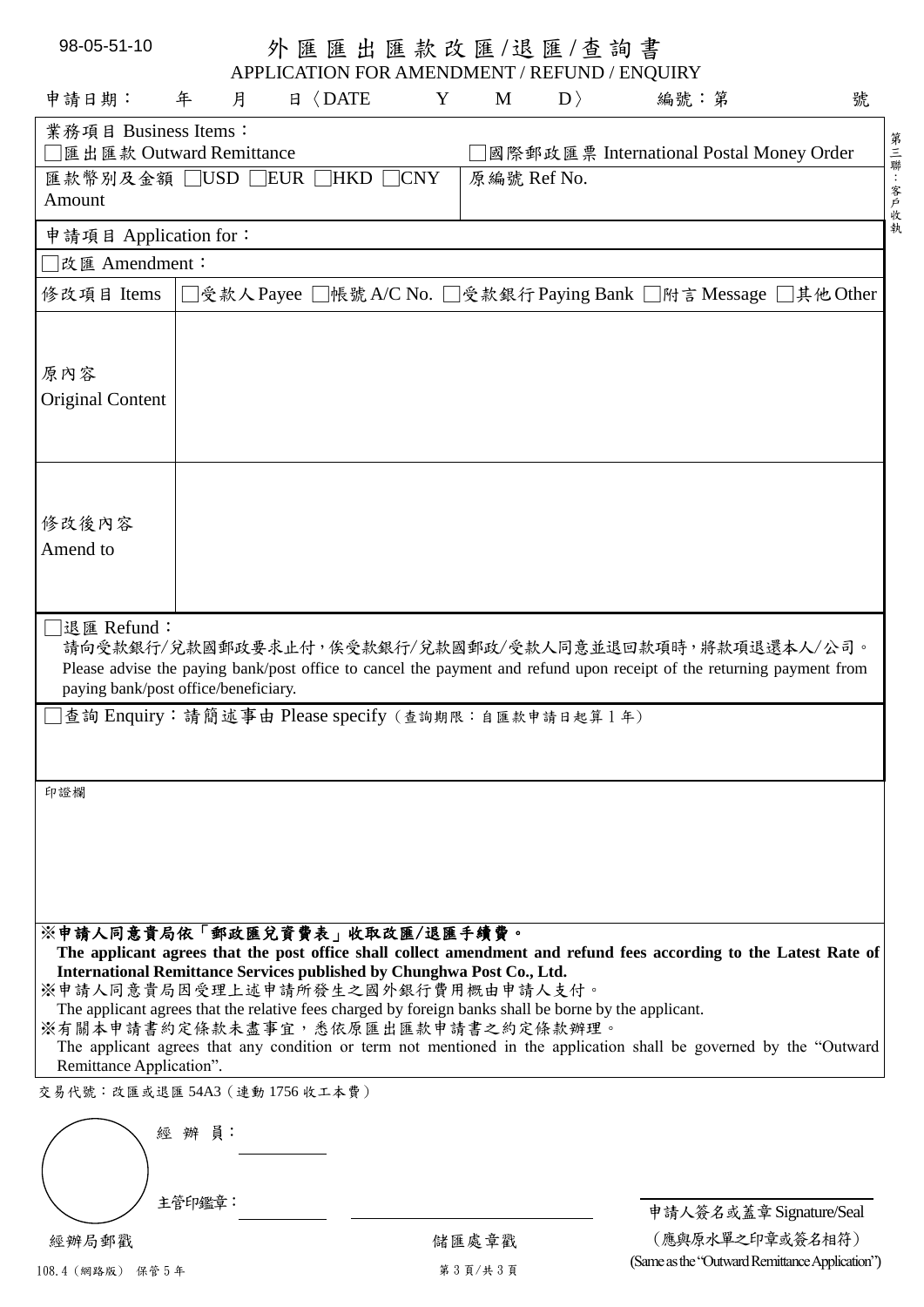98-05-51-10

# 外匯匯出匯款改匯/退匯/查詢書

## APPLICATION FOR AMENDMENT / REFUND / ENQUIRY

申請日期： 年 月 日〈DATE Y M D〉 編號：第 號

第三聯：客戶收執

| | |
|---|---|
| 業務項目 Business Items：<br>□匯出匯款 Outward Remittance | □國際郵政匯票 International Postal Money Order |
| 匯款幣別及金額 □USD □EUR □HKD □CNY<br>Amount | 原編號 Ref No. |

申請項目 Application for：

□改匯 Amendment：

| | |
|---|---|
| 修改項目 Items | □受款人 Payee □帳號 A/C No. □受款銀行 Paying Bank □附言 Message □其他 Other |
| 原內容<br>Original Content | |
| 修改後內容<br>Amend to | |

□退匯 Refund：

請向受款銀行/兌款國郵政要求止付，俟受款銀行/兌款國郵政/受款人同意並退回款項時，將款項退還本人/公司。
Please advise the paying bank/post office to cancel the payment and refund upon receipt of the returning payment from paying bank/post office/beneficiary.

□查詢 Enquiry：請簡述事由 Please specify（查詢期限：自匯款申請日起算 1 年）

印證欄

**※申請人同意貴局依「郵政匯兌資費表」收取改匯/退匯手續費。**
**The applicant agrees that the post office shall collect amendment and refund fees according to the Latest Rate of International Remittance Services published by Chunghwa Post Co., Ltd.**

※申請人同意貴局因受理上述申請所發生之國外銀行費用概由申請人支付。
The applicant agrees that the relative fees charged by foreign banks shall be borne by the applicant.

※有關本申請書約定條款未盡事宜，悉依原匯出匯款申請書之約定條款辦理。
The applicant agrees that any condition or term not mentioned in the application shall be governed by the "Outward Remittance Application".

交易代號：改匯或退匯 54A3（連動 1756 收工本費）

經 辦 員：

主管印鑑章：

經辦局郵戳

儲匯處章戳

申請人簽名或蓋章 Signature/Seal
（應與原水單之印章或簽名相符）
(Same as the "Outward Remittance Application")

108.4（網路版） 保管 5 年